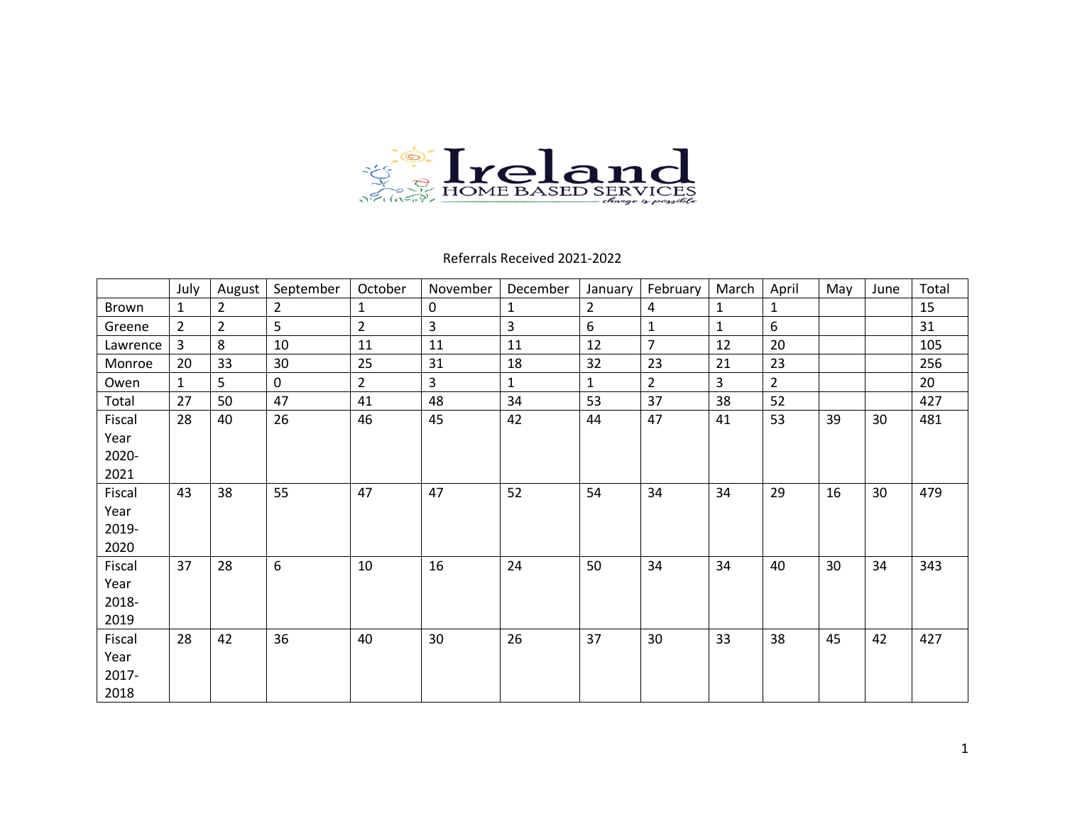Ireland HOME BASED SERVICES

*change is possible*

Referrals Received 2021-2022

| | July | August | September | October | November | December | January | February | March | April | May | June | Total |
|---|---|---|---|---|---|---|---|---|---|---|---|---|---|
| Brown | 1 | 2 | 2 | 1 | 0 | 1 | 2 | 4 | 1 | 1 | | | 15 |
| Greene | 2 | 2 | 5 | 2 | 3 | 3 | 6 | 1 | 1 | 6 | | | 31 |
| Lawrence | 3 | 8 | 10 | 11 | 11 | 11 | 12 | 7 | 12 | 20 | | | 105 |
| Monroe | 20 | 33 | 30 | 25 | 31 | 18 | 32 | 23 | 21 | 23 | | | 256 |
| Owen | 1 | 5 | 0 | 2 | 3 | 1 | 1 | 2 | 3 | 2 | | | 20 |
| Total | 27 | 50 | 47 | 41 | 48 | 34 | 53 | 37 | 38 | 52 | | | 427 |
| Fiscal Year 2020-2021 | 28 | 40 | 26 | 46 | 45 | 42 | 44 | 47 | 41 | 53 | 39 | 30 | 481 |
| Fiscal Year 2019-2020 | 43 | 38 | 55 | 47 | 47 | 52 | 54 | 34 | 34 | 29 | 16 | 30 | 479 |
| Fiscal Year 2018-2019 | 37 | 28 | 6 | 10 | 16 | 24 | 50 | 34 | 34 | 40 | 30 | 34 | 343 |
| Fiscal Year 2017-2018 | 28 | 42 | 36 | 40 | 30 | 26 | 37 | 30 | 33 | 38 | 45 | 42 | 427 |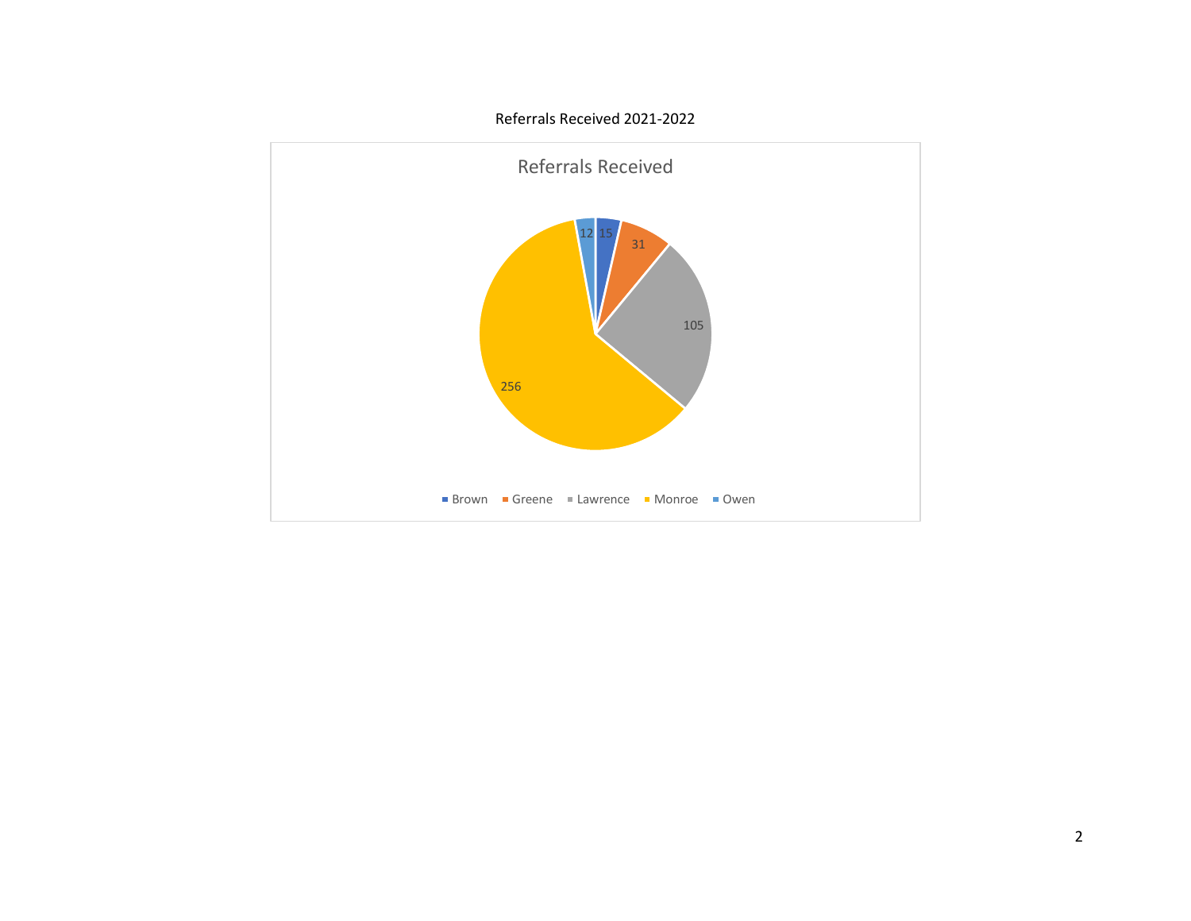Referrals Received 2021-2022

| County | Referrals Received |
| --- | --- |
| Brown | 15 |
| Greene | 31 |
| Lawrence | 105 |
| Monroe | 256 |
| Owen | 12 |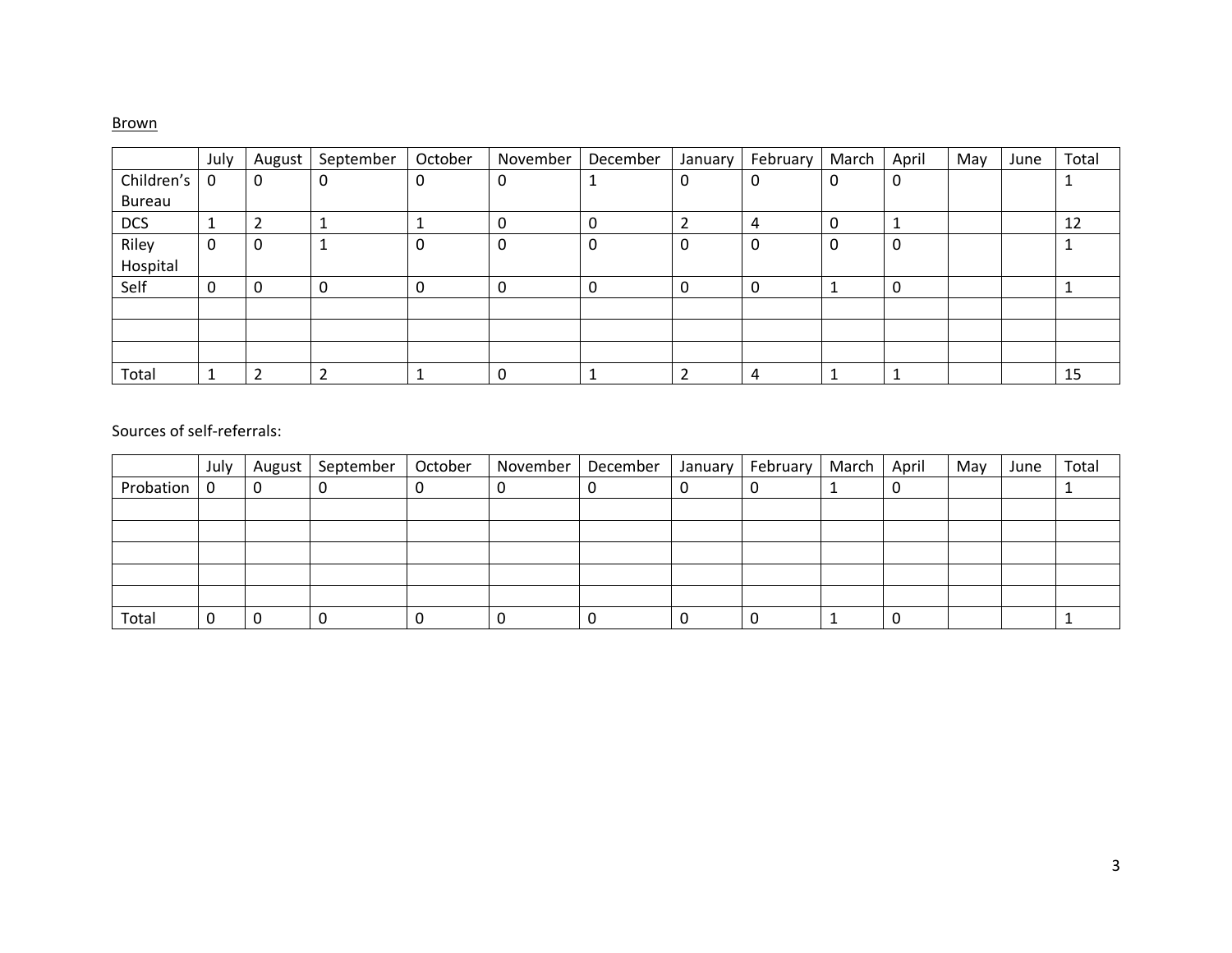Brown

| | July | August | September | October | November | December | January | February | March | April | May | June | Total |
|---|---|---|---|---|---|---|---|---|---|---|---|---|---|
| Children's Bureau | 0 | 0 | 0 | 0 | 0 | 1 | 0 | 0 | 0 | 0 | | | 1 |
| DCS | 1 | 2 | 1 | 1 | 0 | 0 | 2 | 4 | 0 | 1 | | | 12 |
| Riley Hospital | 0 | 0 | 1 | 0 | 0 | 0 | 0 | 0 | 0 | 0 | | | 1 |
| Self | 0 | 0 | 0 | 0 | 0 | 0 | 0 | 0 | 1 | 0 | | | 1 |
| | | | | | | | | | | | | | |
| | | | | | | | | | | | | | |
| | | | | | | | | | | | | | |
| Total | 1 | 2 | 2 | 1 | 0 | 1 | 2 | 4 | 1 | 1 | | | 15 |

Sources of self-referrals:

| | July | August | September | October | November | December | January | February | March | April | May | June | Total |
|---|---|---|---|---|---|---|---|---|---|---|---|---|---|
| Probation | 0 | 0 | 0 | 0 | 0 | 0 | 0 | 0 | 1 | 0 | | | 1 |
| | | | | | | | | | | | | | |
| | | | | | | | | | | | | | |
| | | | | | | | | | | | | | |
| | | | | | | | | | | | | | |
| | | | | | | | | | | | | | |
| Total | 0 | 0 | 0 | 0 | 0 | 0 | 0 | 0 | 1 | 0 | | | 1 |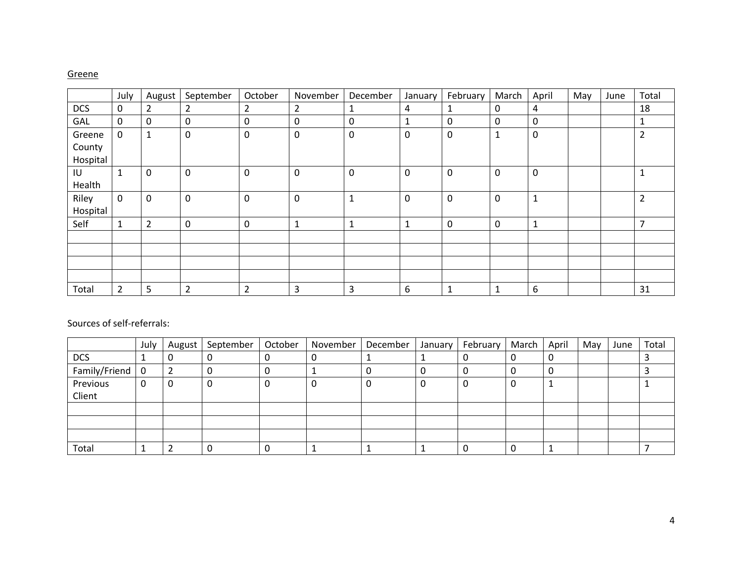Greene

| | July | August | September | October | November | December | January | February | March | April | May | June | Total |
|---|---|---|---|---|---|---|---|---|---|---|---|---|---|
| DCS | 0 | 2 | 2 | 2 | 2 | 1 | 4 | 1 | 0 | 4 | | | 18 |
| GAL | 0 | 0 | 0 | 0 | 0 | 0 | 1 | 0 | 0 | 0 | | | 1 |
| Greene County Hospital | 0 | 1 | 0 | 0 | 0 | 0 | 0 | 0 | 1 | 0 | | | 2 |
| IU Health | 1 | 0 | 0 | 0 | 0 | 0 | 0 | 0 | 0 | 0 | | | 1 |
| Riley Hospital | 0 | 0 | 0 | 0 | 0 | 1 | 0 | 0 | 0 | 1 | | | 2 |
| Self | 1 | 2 | 0 | 0 | 1 | 1 | 1 | 0 | 0 | 1 | | | 7 |
| | | | | | | | | | | | | | |
| | | | | | | | | | | | | | |
| | | | | | | | | | | | | | |
| | | | | | | | | | | | | | |
| Total | 2 | 5 | 2 | 2 | 3 | 3 | 6 | 1 | 1 | 6 | | | 31 |

Sources of self-referrals:

| | July | August | September | October | November | December | January | February | March | April | May | June | Total |
|---|---|---|---|---|---|---|---|---|---|---|---|---|---|
| DCS | 1 | 0 | 0 | 0 | 0 | 1 | 1 | 0 | 0 | 0 | | | 3 |
| Family/Friend | 0 | 2 | 0 | 0 | 1 | 0 | 0 | 0 | 0 | 0 | | | 3 |
| Previous Client | 0 | 0 | 0 | 0 | 0 | 0 | 0 | 0 | 0 | 1 | | | 1 |
| | | | | | | | | | | | | | |
| | | | | | | | | | | | | | |
| | | | | | | | | | | | | | |
| Total | 1 | 2 | 0 | 0 | 1 | 1 | 1 | 0 | 0 | 1 | | | 7 |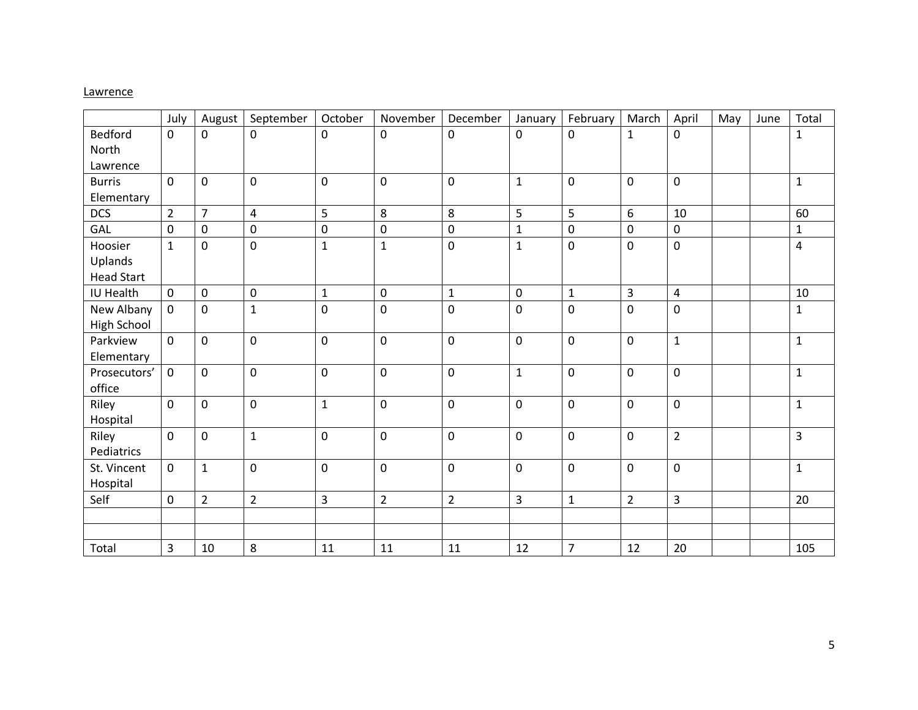Lawrence

| | July | August | September | October | November | December | January | February | March | April | May | June | Total |
|---|---|---|---|---|---|---|---|---|---|---|---|---|---|
| Bedford North Lawrence | 0 | 0 | 0 | 0 | 0 | 0 | 0 | 0 | 1 | 0 | | | 1 |
| Burris Elementary | 0 | 0 | 0 | 0 | 0 | 0 | 1 | 0 | 0 | 0 | | | 1 |
| DCS | 2 | 7 | 4 | 5 | 8 | 8 | 5 | 5 | 6 | 10 | | | 60 |
| GAL | 0 | 0 | 0 | 0 | 0 | 0 | 1 | 0 | 0 | 0 | | | 1 |
| Hoosier Uplands Head Start | 1 | 0 | 0 | 1 | 1 | 0 | 1 | 0 | 0 | 0 | | | 4 |
| IU Health | 0 | 0 | 0 | 1 | 0 | 1 | 0 | 1 | 3 | 4 | | | 10 |
| New Albany High School | 0 | 0 | 1 | 0 | 0 | 0 | 0 | 0 | 0 | 0 | | | 1 |
| Parkview Elementary | 0 | 0 | 0 | 0 | 0 | 0 | 0 | 0 | 0 | 1 | | | 1 |
| Prosecutors' office | 0 | 0 | 0 | 0 | 0 | 0 | 1 | 0 | 0 | 0 | | | 1 |
| Riley Hospital | 0 | 0 | 0 | 1 | 0 | 0 | 0 | 0 | 0 | 0 | | | 1 |
| Riley Pediatrics | 0 | 0 | 1 | 0 | 0 | 0 | 0 | 0 | 0 | 2 | | | 3 |
| St. Vincent Hospital | 0 | 1 | 0 | 0 | 0 | 0 | 0 | 0 | 0 | 0 | | | 1 |
| Self | 0 | 2 | 2 | 3 | 2 | 2 | 3 | 1 | 2 | 3 | | | 20 |
| | | | | | | | | | | | | | |
| | | | | | | | | | | | | | |
| Total | 3 | 10 | 8 | 11 | 11 | 11 | 12 | 7 | 12 | 20 | | | 105 |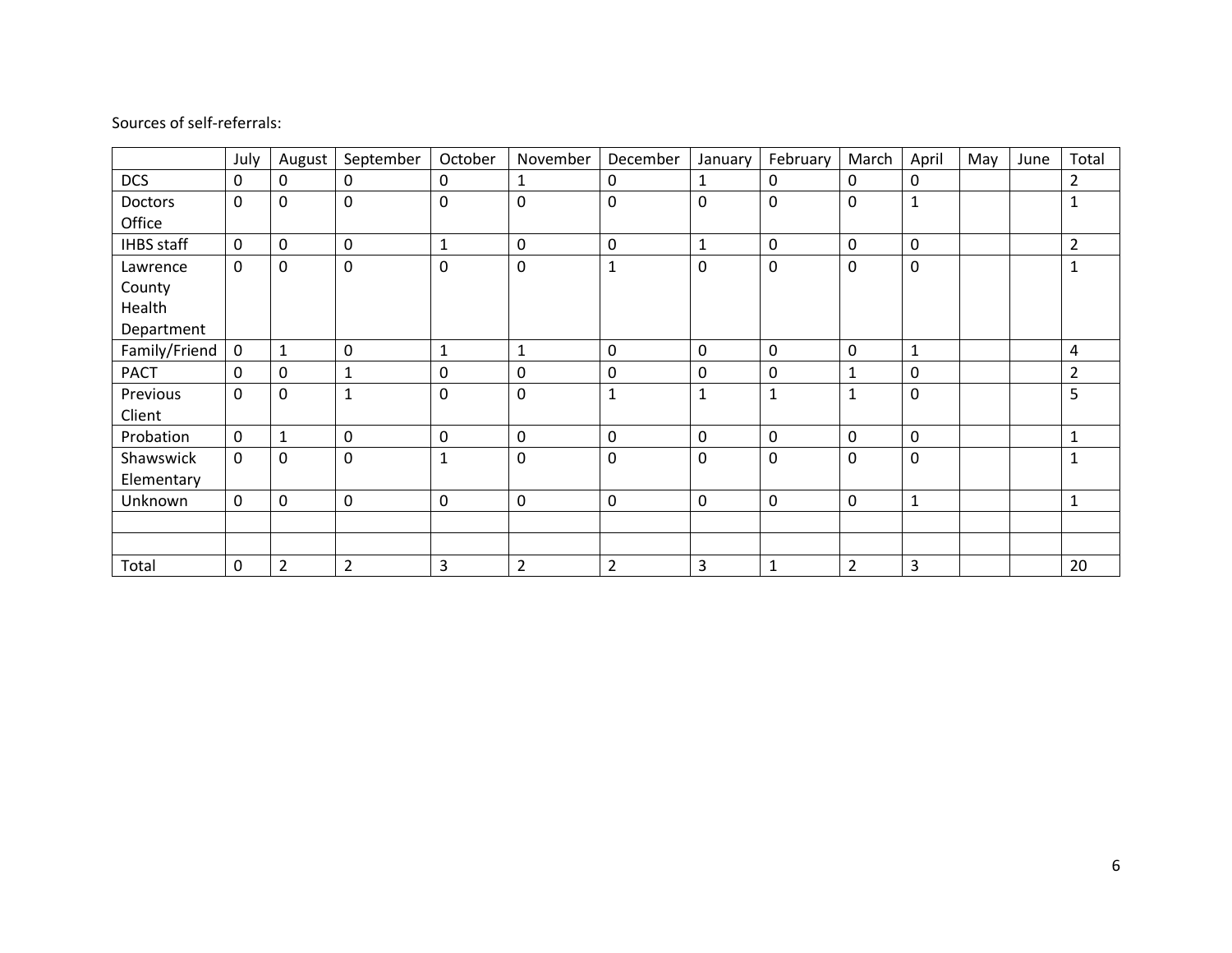Sources of self-referrals:

| | July | August | September | October | November | December | January | February | March | April | May | June | Total |
|---|---|---|---|---|---|---|---|---|---|---|---|---|---|
| DCS | 0 | 0 | 0 | 0 | 1 | 0 | 1 | 0 | 0 | 0 | | | 2 |
| Doctors Office | 0 | 0 | 0 | 0 | 0 | 0 | 0 | 0 | 0 | 1 | | | 1 |
| IHBS staff | 0 | 0 | 0 | 1 | 0 | 0 | 1 | 0 | 0 | 0 | | | 2 |
| Lawrence County Health Department | 0 | 0 | 0 | 0 | 0 | 1 | 0 | 0 | 0 | 0 | | | 1 |
| Family/Friend | 0 | 1 | 0 | 1 | 1 | 0 | 0 | 0 | 0 | 1 | | | 4 |
| PACT | 0 | 0 | 1 | 0 | 0 | 0 | 0 | 0 | 1 | 0 | | | 2 |
| Previous Client | 0 | 0 | 1 | 0 | 0 | 1 | 1 | 1 | 1 | 0 | | | 5 |
| Probation | 0 | 1 | 0 | 0 | 0 | 0 | 0 | 0 | 0 | 0 | | | 1 |
| Shawswick Elementary | 0 | 0 | 0 | 1 | 0 | 0 | 0 | 0 | 0 | 0 | | | 1 |
| Unknown | 0 | 0 | 0 | 0 | 0 | 0 | 0 | 0 | 0 | 1 | | | 1 |
| | | | | | | | | | | | | | |
| | | | | | | | | | | | | | |
| Total | 0 | 2 | 2 | 3 | 2 | 2 | 3 | 1 | 2 | 3 | | | 20 |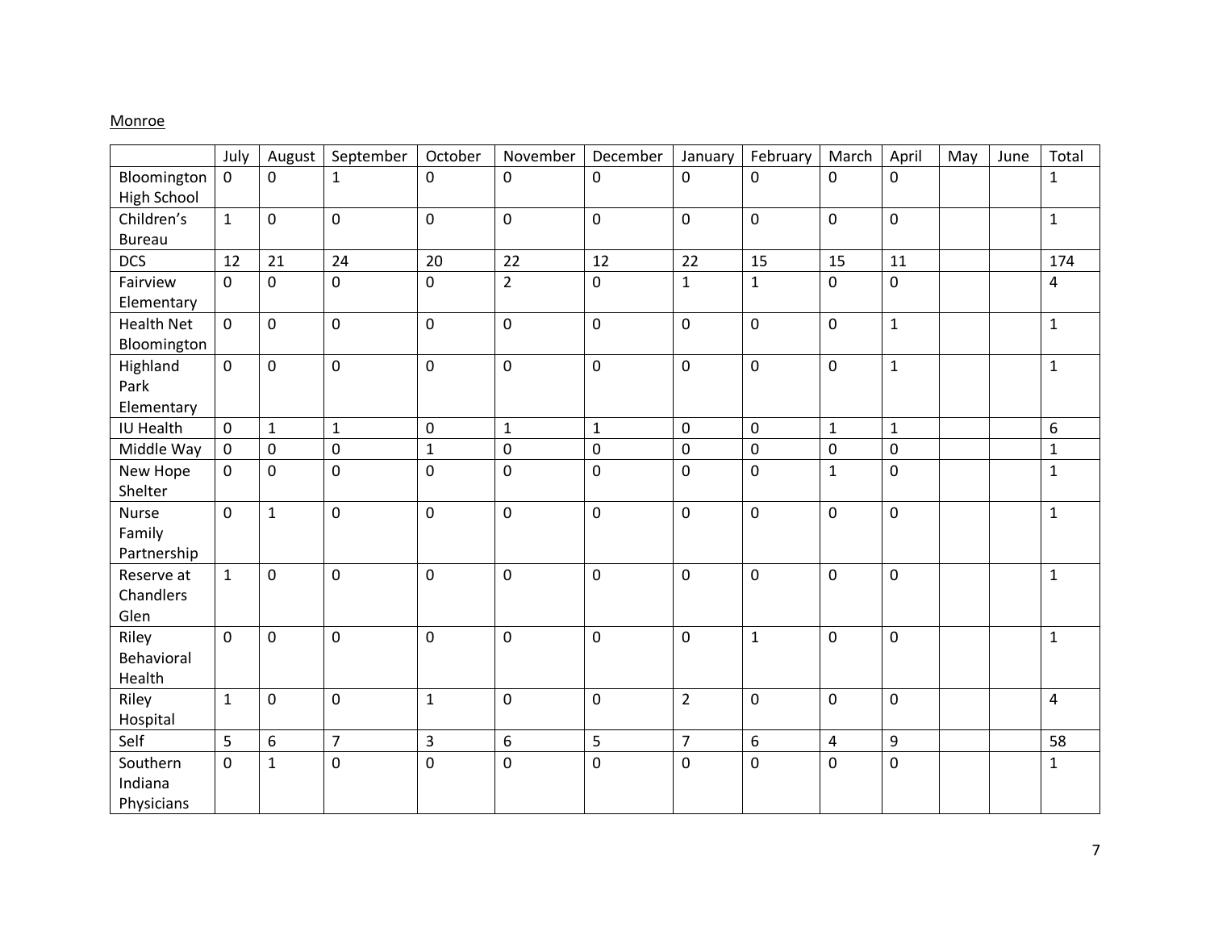Monroe

| | July | August | September | October | November | December | January | February | March | April | May | June | Total |
|---|---|---|---|---|---|---|---|---|---|---|---|---|---|
| Bloomington High School | 0 | 0 | 1 | 0 | 0 | 0 | 0 | 0 | 0 | 0 | | | 1 |
| Children's Bureau | 1 | 0 | 0 | 0 | 0 | 0 | 0 | 0 | 0 | 0 | | | 1 |
| DCS | 12 | 21 | 24 | 20 | 22 | 12 | 22 | 15 | 15 | 11 | | | 174 |
| Fairview Elementary | 0 | 0 | 0 | 0 | 2 | 0 | 1 | 1 | 0 | 0 | | | 4 |
| Health Net Bloomington | 0 | 0 | 0 | 0 | 0 | 0 | 0 | 0 | 0 | 1 | | | 1 |
| Highland Park Elementary | 0 | 0 | 0 | 0 | 0 | 0 | 0 | 0 | 0 | 1 | | | 1 |
| IU Health | 0 | 1 | 1 | 0 | 1 | 1 | 0 | 0 | 1 | 1 | | | 6 |
| Middle Way | 0 | 0 | 0 | 1 | 0 | 0 | 0 | 0 | 0 | 0 | | | 1 |
| New Hope Shelter | 0 | 0 | 0 | 0 | 0 | 0 | 0 | 0 | 1 | 0 | | | 1 |
| Nurse Family Partnership | 0 | 1 | 0 | 0 | 0 | 0 | 0 | 0 | 0 | 0 | | | 1 |
| Reserve at Chandlers Glen | 1 | 0 | 0 | 0 | 0 | 0 | 0 | 0 | 0 | 0 | | | 1 |
| Riley Behavioral Health | 0 | 0 | 0 | 0 | 0 | 0 | 0 | 1 | 0 | 0 | | | 1 |
| Riley Hospital | 1 | 0 | 0 | 1 | 0 | 0 | 2 | 0 | 0 | 0 | | | 4 |
| Self | 5 | 6 | 7 | 3 | 6 | 5 | 7 | 6 | 4 | 9 | | | 58 |
| Southern Indiana Physicians | 0 | 1 | 0 | 0 | 0 | 0 | 0 | 0 | 0 | 0 | | | 1 |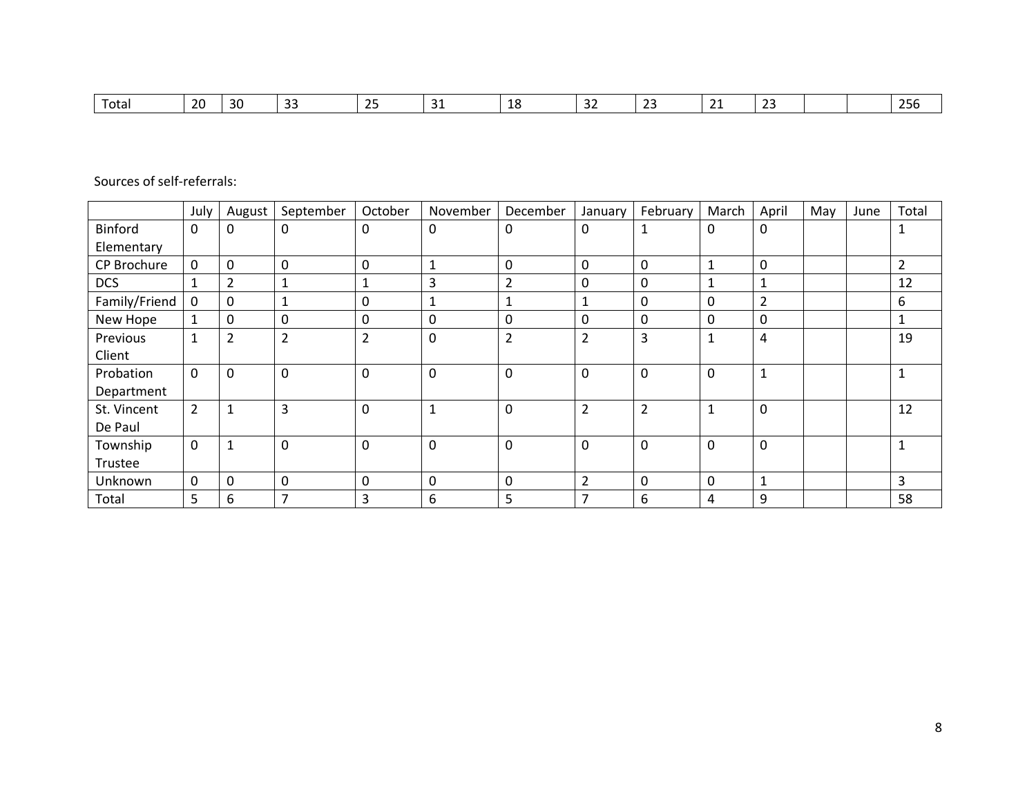| Total | 20 | 30 | 33 | 25 | 31 | 18 | 32 | 23 | 21 | 23 | | | 256 |
|---|---|---|---|---|---|---|---|---|---|---|---|---|---|

Sources of self-referrals:

| | July | August | September | October | November | December | January | February | March | April | May | June | Total |
|---|---|---|---|---|---|---|---|---|---|---|---|---|---|
| Binford Elementary | 0 | 0 | 0 | 0 | 0 | 0 | 0 | 1 | 0 | 0 | | | 1 |
| CP Brochure | 0 | 0 | 0 | 0 | 1 | 0 | 0 | 0 | 1 | 0 | | | 2 |
| DCS | 1 | 2 | 1 | 1 | 3 | 2 | 0 | 0 | 1 | 1 | | | 12 |
| Family/Friend | 0 | 0 | 1 | 0 | 1 | 1 | 1 | 0 | 0 | 2 | | | 6 |
| New Hope | 1 | 0 | 0 | 0 | 0 | 0 | 0 | 0 | 0 | 0 | | | 1 |
| Previous Client | 1 | 2 | 2 | 2 | 0 | 2 | 2 | 3 | 1 | 4 | | | 19 |
| Probation Department | 0 | 0 | 0 | 0 | 0 | 0 | 0 | 0 | 0 | 1 | | | 1 |
| St. Vincent De Paul | 2 | 1 | 3 | 0 | 1 | 0 | 2 | 2 | 1 | 0 | | | 12 |
| Township Trustee | 0 | 1 | 0 | 0 | 0 | 0 | 0 | 0 | 0 | 0 | | | 1 |
| Unknown | 0 | 0 | 0 | 0 | 0 | 0 | 2 | 0 | 0 | 1 | | | 3 |
| Total | 5 | 6 | 7 | 3 | 6 | 5 | 7 | 6 | 4 | 9 | | | 58 |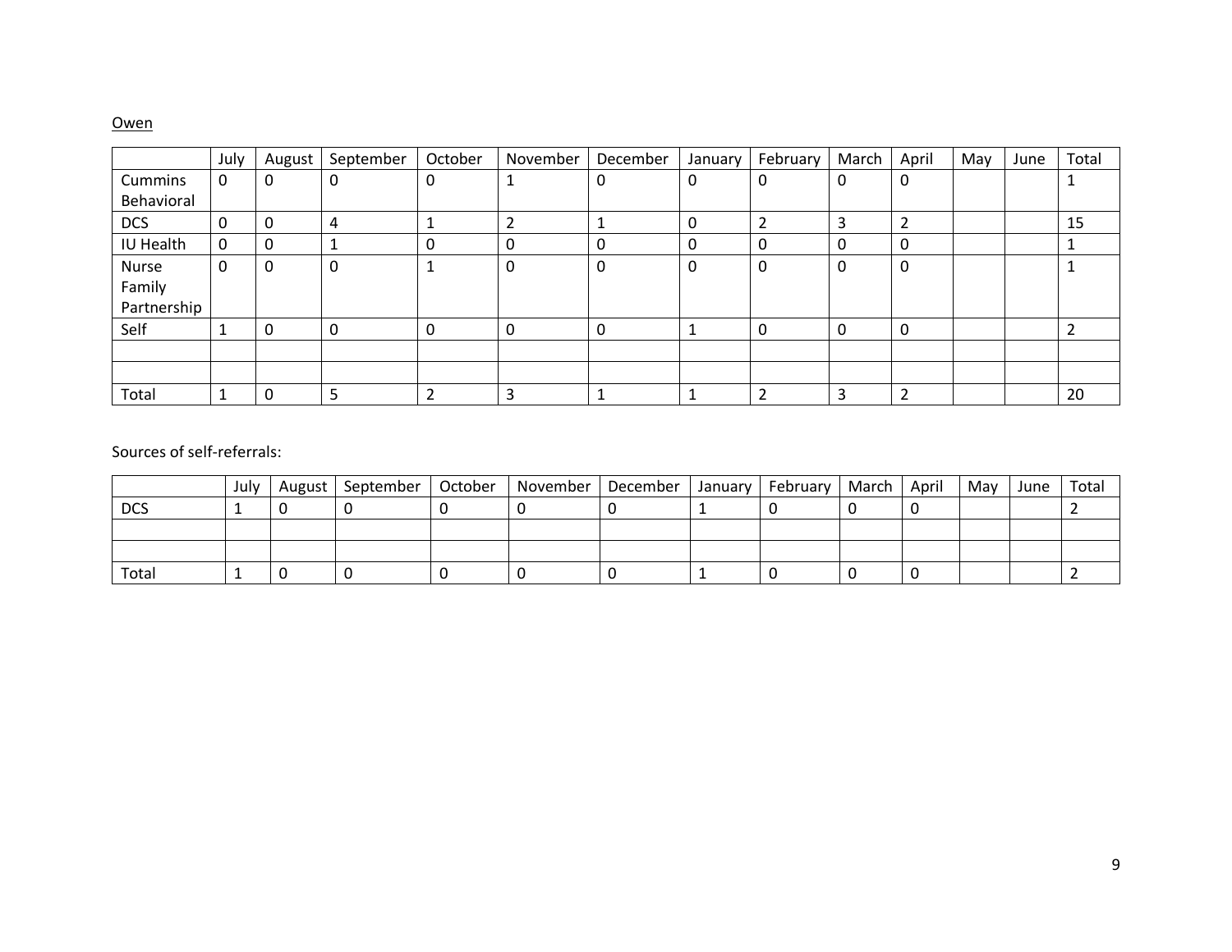<u>Owen</u>

| | July | August | September | October | November | December | January | February | March | April | May | June | Total |
|---|---|---|---|---|---|---|---|---|---|---|---|---|---|
| Cummins Behavioral | 0 | 0 | 0 | 0 | 1 | 0 | 0 | 0 | 0 | 0 | | | 1 |
| DCS | 0 | 0 | 4 | 1 | 2 | 1 | 0 | 2 | 3 | 2 | | | 15 |
| IU Health | 0 | 0 | 1 | 0 | 0 | 0 | 0 | 0 | 0 | 0 | | | 1 |
| Nurse Family Partnership | 0 | 0 | 0 | 1 | 0 | 0 | 0 | 0 | 0 | 0 | | | 1 |
| Self | 1 | 0 | 0 | 0 | 0 | 0 | 1 | 0 | 0 | 0 | | | 2 |
| | | | | | | | | | | | | | |
| | | | | | | | | | | | | | |
| Total | 1 | 0 | 5 | 2 | 3 | 1 | 1 | 2 | 3 | 2 | | | 20 |

Sources of self-referrals:

| | July | August | September | October | November | December | January | February | March | April | May | June | Total |
|---|---|---|---|---|---|---|---|---|---|---|---|---|---|
| DCS | 1 | 0 | 0 | 0 | 0 | 0 | 1 | 0 | 0 | 0 | | | 2 |
| | | | | | | | | | | | | | |
| | | | | | | | | | | | | | |
| Total | 1 | 0 | 0 | 0 | 0 | 0 | 1 | 0 | 0 | 0 | | | 2 |